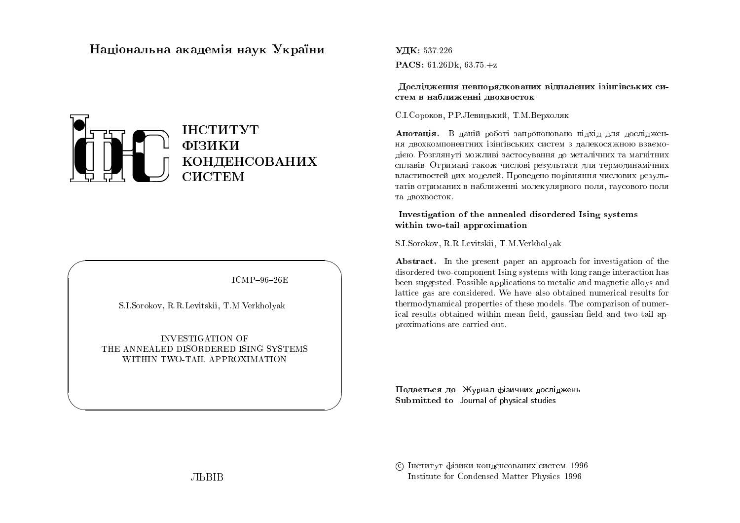Національна академія наук України

ІНСТИТУТ
ФІЗИКИ
КОНДЕНСОВАНИХ
СИСТЕМ

ICMP–96–26E

S.I.Sorokov, R.R.Levitskii, T.M.Verkholyak

INVESTIGATION OF
THE ANNEALED DISORDERED ISING SYSTEMS
WITHIN TWO-TAIL APPROXIMATION

ЛЬВІВ

**УДК:** 537.226

**PACS:** 61.26Dk, 63.75.+z

**Дослідження невпорядкованих відпалених ізінгівських систем в наближенні двохвосток**

С.І.Сороков, Р.Р.Левицький, Т.М.Верхоляк

**Анотація.** В даній роботі запропоновано підхід для дослідження двохкомпонентних ізінгівських систем з далекосяжною взаємодією. Розглянуті можливі застосування до металічних та магнітних сплавів. Отримані також числові результати для термодинамічних властивостей цих моделей. Проведено порівняння числових результатів отриманих в наближенні молекулярного поля, гаусового поля та двохвосток.

**Investigation of the annealed disordered Ising systems within two-tail approximation**

S.I.Sorokov, R.R.Levitskii, T.M.Verkholyak

**Abstract.** In the present paper an approach for investigation of the disordered two-component Ising systems with long range interaction has been suggested. Possible applications to metalic and magnetic alloys and lattice gas are considered. We have also obtained numerical results for thermodynamical properties of these models. The comparison of numerical results obtained within mean field, gaussian field and two-tail approximations are carried out.

**Подається до** Журнал фізичних досліджень
**Submitted to** Journal of physical studies

© Інститут фізики конденсованих систем 1996
Institute for Condensed Matter Physics 1996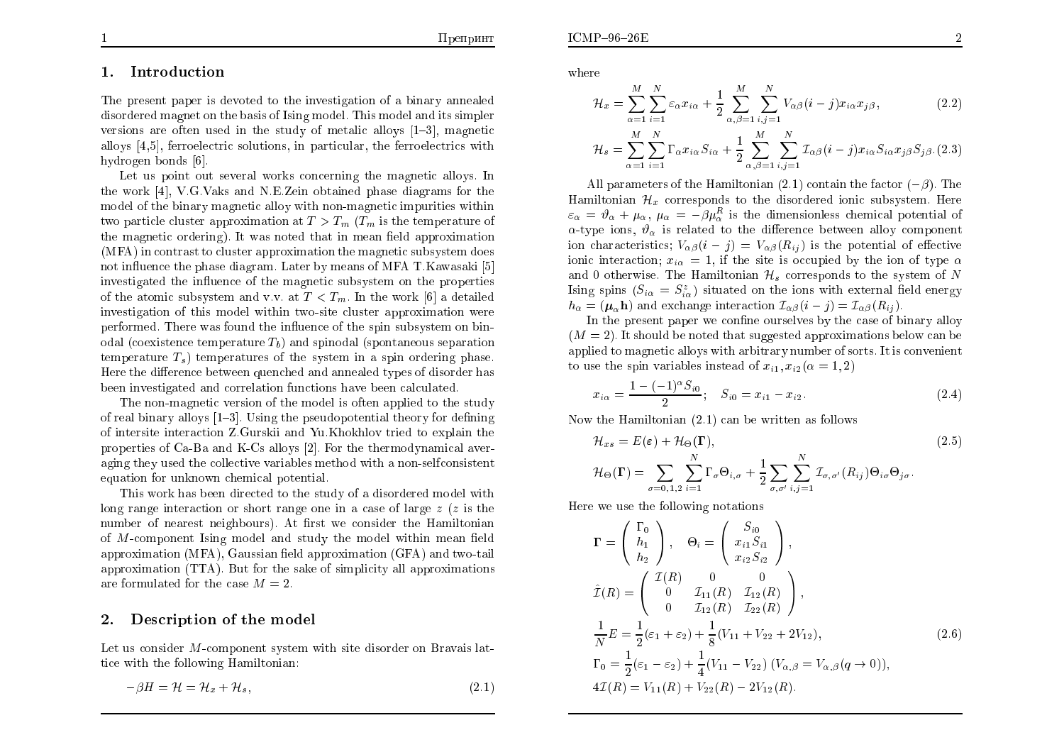## 1. Introduction

The present paper is devoted to the investigation of a binary annealed disordered magnet on the basis of Ising model. This model and its simpler versions are often used in the study of metalic alloys [1–3], magnetic alloys [4,5], ferroelectric solutions, in particular, the ferroelectrics with hydrogen bonds [6].

Let us point out several works concerning the magnetic alloys. In the work [4], V.G.Vaks and N.E.Zein obtained phase diagrams for the model of the binary magnetic alloy with non-magnetic impurities within two particle cluster approximation at $T > T_m$ ($T_m$ is the temperature of the magnetic ordering). It was noted that in mean field approximation (MFA) in contrast to cluster approximation the magnetic subsystem does not influence the phase diagram. Later by means of MFA T.Kawasaki [5] investigated the influence of the magnetic subsystem on the properties of the atomic subsystem and v.v. at $T < T_m$. In the work [6] a detailed investigation of this model within two-site cluster approximation were performed. There was found the influence of the spin subsystem on binodal (coexistence temperature $T_b$) and spinodal (spontaneous separation temperature $T_s$) temperatures of the system in a spin ordering phase. Here the difference between quenched and annealed types of disorder has been investigated and correlation functions have been calculated.

The non-magnetic version of the model is often applied to the study of real binary alloys [1–3]. Using the pseudopotential theory for defining of intersite interaction Z.Gurskii and Yu.Khokhlov tried to explain the properties of Ca-Ba and K-Cs alloys [2]. For the thermodynamical averaging they used the collective variables method with a non-selfconsistent equation for unknown chemical potential.

This work has been directed to the study of a disordered model with long range interaction or short range one in a case of large $z$ ($z$ is the number of nearest neighbours). At first we consider the Hamiltonian of $M$-component Ising model and study the model within mean field approximation (MFA), Gaussian field approximation (GFA) and two-tail approximation (TTA). But for the sake of simplicity all approximations are formulated for the case $M = 2$.

## 2. Description of the model

Let us consider $M$-component system with site disorder on Bravais lattice with the following Hamiltonian:

$$-\beta H = \mathcal{H} = \mathcal{H}_x + \mathcal{H}_s, \tag{2.1}$$

where

$$\mathcal{H}_x = \sum_{\alpha=1}^{M}\sum_{i=1}^{N}\varepsilon_\alpha x_{i\alpha} + \frac{1}{2}\sum_{\alpha,\beta=1}^{M}\sum_{i,j=1}^{N}V_{\alpha\beta}(i-j)x_{i\alpha}x_{j\beta}, \tag{2.2}$$

$$\mathcal{H}_s = \sum_{\alpha=1}^{M}\sum_{i=1}^{N}\Gamma_\alpha x_{i\alpha}S_{i\alpha} + \frac{1}{2}\sum_{\alpha,\beta=1}^{M}\sum_{i,j=1}^{N}\mathcal{I}_{\alpha\beta}(i-j)x_{i\alpha}S_{i\alpha}x_{j\beta}S_{j\beta}. \tag{2.3}$$

All parameters of the Hamiltonian (2.1) contain the factor $(-\beta)$. The Hamiltonian $\mathcal{H}_x$ corresponds to the disordered ionic subsystem. Here $\varepsilon_\alpha = \vartheta_\alpha + \mu_\alpha$, $\mu_\alpha = -\beta\mu_\alpha^R$ is the dimensionless chemical potential of $\alpha$-type ions, $\vartheta_\alpha$ is related to the difference between alloy component ion characteristics; $V_{\alpha\beta}(i-j) = V_{\alpha\beta}(R_{ij})$ is the potential of effective ionic interaction; $x_{i\alpha} = 1$, if the site is occupied by the ion of type $\alpha$ and 0 otherwise. The Hamiltonian $\mathcal{H}_s$ corresponds to the system of $N$ Ising spins ($S_{i\alpha} = S_{i\alpha}^z$) situated on the ions with external field energy $h_\alpha = (\boldsymbol{\mu}_\alpha \mathbf{h})$ and exchange interaction $\mathcal{I}_{\alpha\beta}(i-j) = \mathcal{I}_{\alpha\beta}(R_{ij})$.

In the present paper we confine ourselves by the case of binary alloy ($M = 2$). It should be noted that suggested approximations below can be applied to magnetic alloys with arbitrary number of sorts. It is convenient to use the spin variables instead of $x_{i1}, x_{i2}\,(\alpha = 1, 2)$

$$x_{i\alpha} = \frac{1 - (-1)^\alpha S_{i0}}{2}; \quad S_{i0} = x_{i1} - x_{i2}. \tag{2.4}$$

Now the Hamiltonian (2.1) can be written as follows

$$\mathcal{H}_{xs} = E(\varepsilon) + \mathcal{H}_\Theta(\mathbf{\Gamma}), \tag{2.5}$$

$$\mathcal{H}_\Theta(\mathbf{\Gamma}) = \sum_{\sigma=0,1,2}\sum_{i=1}^{N}\Gamma_\sigma\Theta_{i,\sigma} + \frac{1}{2}\sum_{\sigma,\sigma'}\sum_{i,j=1}^{N}\mathcal{I}_{\sigma,\sigma'}(R_{ij})\Theta_{i\sigma}\Theta_{j\sigma}.$$

Here we use the following notations

$$\mathbf{\Gamma} = \begin{pmatrix} \Gamma_0 \\ h_1 \\ h_2 \end{pmatrix}, \quad \Theta_i = \begin{pmatrix} S_{i0} \\ x_{i1}S_{i1} \\ x_{i2}S_{i2} \end{pmatrix},$$

$$\hat{\mathcal{I}}(R) = \begin{pmatrix} \mathcal{I}(R) & 0 & 0 \\ 0 & \mathcal{I}_{11}(R) & \mathcal{I}_{12}(R) \\ 0 & \mathcal{I}_{12}(R) & \mathcal{I}_{22}(R) \end{pmatrix},$$

$$\frac{1}{N}E = \frac{1}{2}(\varepsilon_1 + \varepsilon_2) + \frac{1}{8}(V_{11} + V_{22} + 2V_{12}), \tag{2.6}$$

$$\Gamma_0 = \frac{1}{2}(\varepsilon_1 - \varepsilon_2) + \frac{1}{4}(V_{11} - V_{22})\ (V_{\alpha,\beta} = V_{\alpha,\beta}(q \to 0)),$$

$$4\mathcal{I}(R) = V_{11}(R) + V_{22}(R) - 2V_{12}(R).$$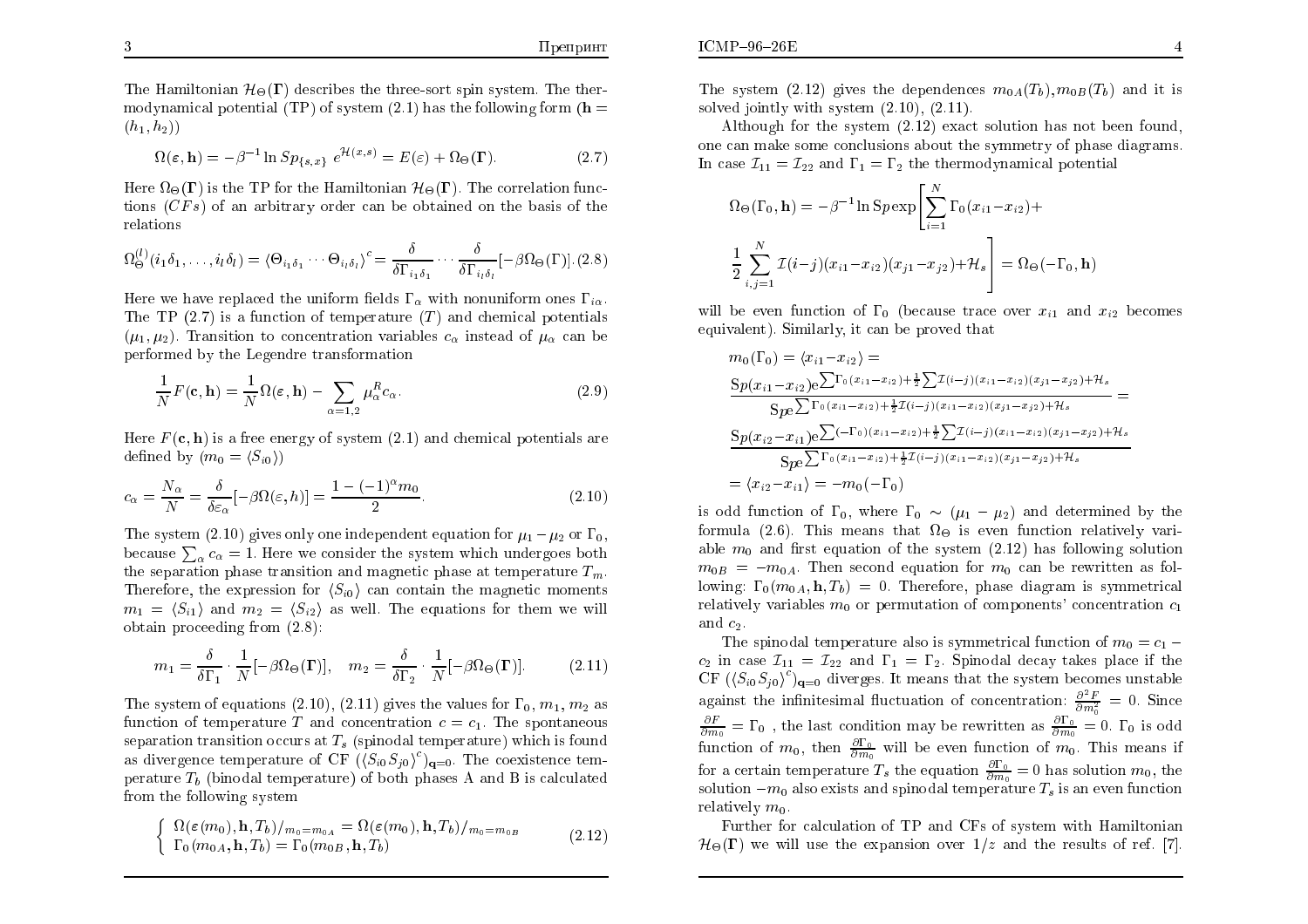The Hamiltonian $\mathcal{H}_\Theta(\mathbf{\Gamma})$ describes the three-sort spin system. The thermodynamical potential (TP) of system (2.1) has the following form ($\mathbf{h} = (h_1, h_2)$)

$$\Omega(\varepsilon, \mathbf{h}) = -\beta^{-1} \ln Sp_{\{s,x\}}\ e^{\mathcal{H}(x,s)} = E(\varepsilon) + \Omega_\Theta(\mathbf{\Gamma}). \tag{2.7}$$

Here $\Omega_\Theta(\mathbf{\Gamma})$ is the TP for the Hamiltonian $\mathcal{H}_\Theta(\mathbf{\Gamma})$. The correlation functions ($CFs$) of an arbitrary order can be obtained on the basis of the relations

$$\Omega_\Theta^{(l)}(i_1\delta_1, \ldots, i_l\delta_l) = \langle \Theta_{i_1\delta_1} \cdots \Theta_{i_l\delta_l} \rangle^c = \frac{\delta}{\delta \Gamma_{i_1\delta_1}} \cdots \frac{\delta}{\delta \Gamma_{i_l\delta_l}} [-\beta\Omega_\Theta(\Gamma)]. \tag{2.8}$$

Here we have replaced the uniform fields $\Gamma_\alpha$ with nonuniform ones $\Gamma_{i\alpha}$. The TP (2.7) is a function of temperature ($T$) and chemical potentials $(\mu_1, \mu_2)$. Transition to concentration variables $c_\alpha$ instead of $\mu_\alpha$ can be performed by the Legendre transformation

$$\frac{1}{N} F(\mathbf{c}, \mathbf{h}) = \frac{1}{N} \Omega(\varepsilon, \mathbf{h}) - \sum_{\alpha=1,2} \mu_\alpha^R c_\alpha. \tag{2.9}$$

Here $F(\mathbf{c}, \mathbf{h})$ is a free energy of system (2.1) and chemical potentials are defined by ($m_0 = \langle S_{i0} \rangle$)

$$c_\alpha = \frac{N_\alpha}{N} = \frac{\delta}{\delta \varepsilon_\alpha}[-\beta\Omega(\varepsilon, h)] = \frac{1 - (-1)^\alpha m_0}{2}. \tag{2.10}$$

The system (2.10) gives only one independent equation for $\mu_1 - \mu_2$ or $\Gamma_0$, because $\sum_\alpha c_\alpha = 1$. Here we consider the system which undergoes both the separation phase transition and magnetic phase at temperature $T_m$. Therefore, the expression for $\langle S_{i0} \rangle$ can contain the magnetic moments $m_1 = \langle S_{i1} \rangle$ and $m_2 = \langle S_{i2} \rangle$ as well. The equations for them we will obtain proceeding from (2.8):

$$m_1 = \frac{\delta}{\delta \Gamma_1} \cdot \frac{1}{N} [-\beta\Omega_\Theta(\mathbf{\Gamma})], \quad m_2 = \frac{\delta}{\delta \Gamma_2} \cdot \frac{1}{N} [-\beta\Omega_\Theta(\mathbf{\Gamma})]. \tag{2.11}$$

The system of equations (2.10), (2.11) gives the values for $\Gamma_0, m_1, m_2$ as function of temperature $T$ and concentration $c = c_1$. The spontaneous separation transition occurs at $T_s$ (spinodal temperature) which is found as divergence temperature of CF $(\langle S_{i0} S_{j0} \rangle^c)_{\mathbf{q}=0}$. The coexistence temperature $T_b$ (binodal temperature) of both phases A and B is calculated from the following system

$$\left\{ \begin{array}{l} \Omega(\varepsilon(m_0), \mathbf{h}, T_b)/_{m_0 = m_{0A}} = \Omega(\varepsilon(m_0), \mathbf{h}, T_b)/_{m_0 = m_{0B}} \\ \Gamma_0(m_{0A}, \mathbf{h}, T_b) = \Gamma_0(m_{0B}, \mathbf{h}, T_b) \end{array} \right. \tag{2.12}$$

The system (2.12) gives the dependences $m_{0A}(T_b), m_{0B}(T_b)$ and it is solved jointly with system (2.10), (2.11).

Although for the system (2.12) exact solution has not been found, one can make some conclusions about the symmetry of phase diagrams. In case $\mathcal{I}_{11} = \mathcal{I}_{22}$ and $\Gamma_1 = \Gamma_2$ the thermodynamical potential

$$\Omega_\Theta(\Gamma_0, \mathbf{h}) = -\beta^{-1} \ln Sp \exp\left[ \sum_{i=1}^N \Gamma_0 (x_{i1} - x_{i2}) + \frac{1}{2} \sum_{i,j=1}^N \mathcal{I}(i-j)(x_{i1} - x_{i2})(x_{j1} - x_{j2}) + \mathcal{H}_s \right] = \Omega_\Theta(-\Gamma_0, \mathbf{h})$$

will be even function of $\Gamma_0$ (because trace over $x_{i1}$ and $x_{i2}$ becomes equivalent). Similarly, it can be proved that

$$\begin{aligned} m_0(\Gamma_0) &= \langle x_{i1} - x_{i2} \rangle = \\ &\frac{Sp(x_{i1} - x_{i2}) e^{\sum \Gamma_0 (x_{i1} - x_{i2}) + \frac{1}{2} \sum \mathcal{I}(i-j)(x_{i1} - x_{i2})(x_{j1} - x_{j2}) + \mathcal{H}_s}}{Sp e^{\sum \Gamma_0 (x_{i1} - x_{i2}) + \frac{1}{2} \mathcal{I}(i-j)(x_{i1} - x_{i2})(x_{j1} - x_{j2}) + \mathcal{H}_s}} = \\ &\frac{Sp(x_{i2} - x_{i1}) e^{\sum (-\Gamma_0)(x_{i1} - x_{i2}) + \frac{1}{2} \sum \mathcal{I}(i-j)(x_{i1} - x_{i2})(x_{j1} - x_{j2}) + \mathcal{H}_s}}{Sp e^{\sum \Gamma_0 (x_{i1} - x_{i2}) + \frac{1}{2} \mathcal{I}(i-j)(x_{i1} - x_{i2})(x_{j1} - x_{j2}) + \mathcal{H}_s}} \\ &= \langle x_{i2} - x_{i1} \rangle = -m_0(-\Gamma_0) \end{aligned}$$

is odd function of $\Gamma_0$, where $\Gamma_0 \sim (\mu_1 - \mu_2)$ and determined by the formula (2.6). This means that $\Omega_\Theta$ is even function relatively variable $m_0$ and first equation of the system (2.12) has following solution $m_{0B} = -m_{0A}$. Then second equation for $m_0$ can be rewritten as following: $\Gamma_0(m_{0A}, \mathbf{h}, T_b) = 0$. Therefore, phase diagram is symmetrical relatively variables $m_0$ or permutation of components' concentration $c_1$ and $c_2$.

The spinodal temperature also is symmetrical function of $m_0 = c_1 - c_2$ in case $\mathcal{I}_{11} = \mathcal{I}_{22}$ and $\Gamma_1 = \Gamma_2$. Spinodal decay takes place if the CF $(\langle S_{i0} S_{j0} \rangle^c)_{\mathbf{q}=0}$ diverges. It means that the system becomes unstable against the infinitesimal fluctuation of concentration: $\frac{\partial^2 F}{\partial m_0^2} = 0$. Since $\frac{\partial F}{\partial m_0} = \Gamma_0$ , the last condition may be rewritten as $\frac{\partial \Gamma_0}{\partial m_0} = 0$. $\Gamma_0$ is odd function of $m_0$, then $\frac{\partial \Gamma_0}{\partial m_0}$ will be even function of $m_0$. This means if for a certain temperature $T_s$ the equation $\frac{\partial \Gamma_0}{\partial m_0} = 0$ has solution $m_0$, the solution $-m_0$ also exists and spinodal temperature $T_s$ is an even function relatively $m_0$.

Further for calculation of TP and CFs of system with Hamiltonian $\mathcal{H}_\Theta(\mathbf{\Gamma})$ we will use the expansion over $1/z$ and the results of ref. [7].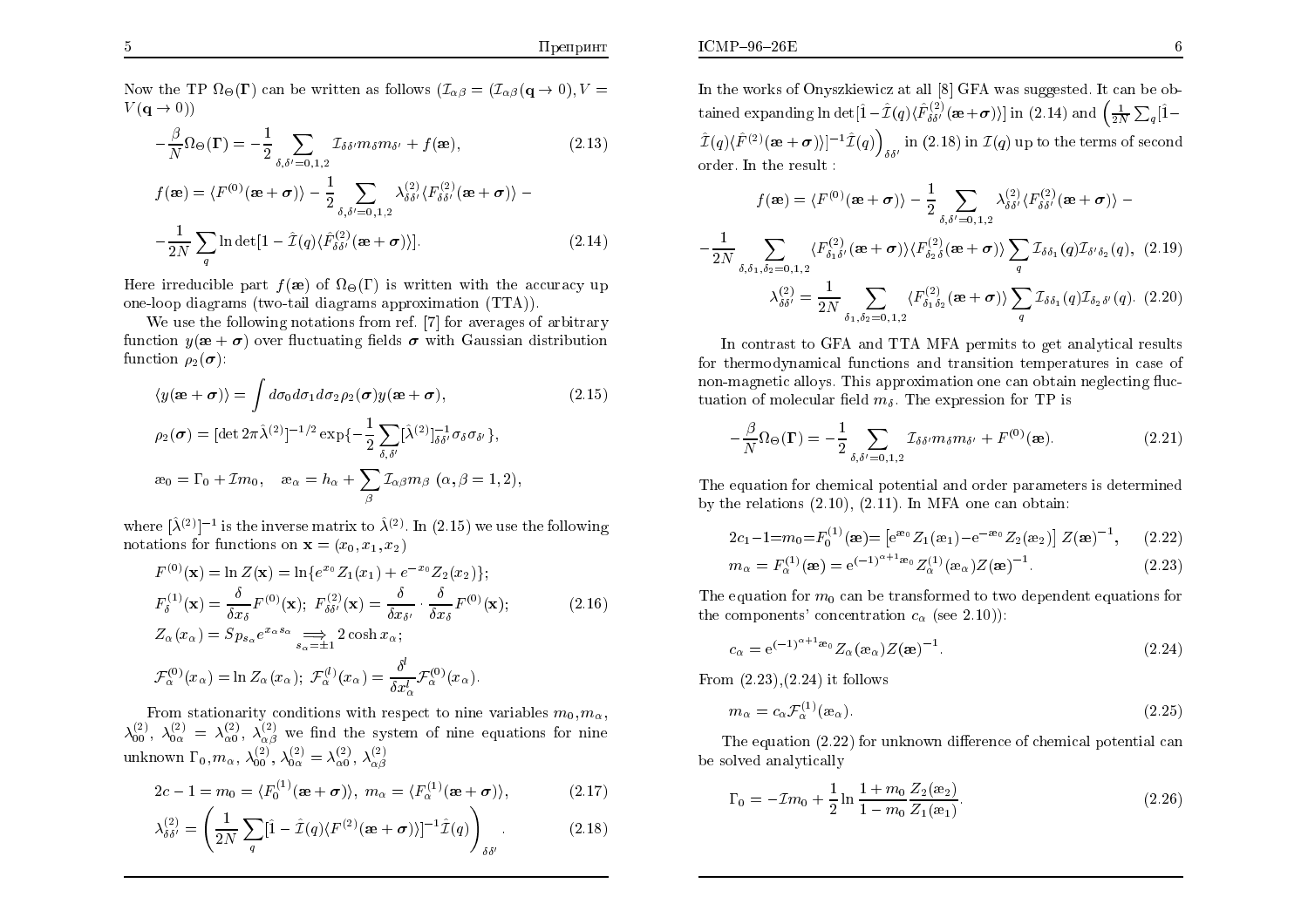Now the TP $\Omega_\Theta(\mathbf{\Gamma})$ can be written as follows ($\mathcal{I}_{\alpha\beta} = (\mathcal{I}_{\alpha\beta}(\mathbf{q}\to 0), V = V(\mathbf{q}\to 0)$)

$$-\frac{\beta}{N}\Omega_\Theta(\mathbf{\Gamma}) = -\frac{1}{2}\sum_{\delta,\delta'=0,1,2}\mathcal{I}_{\delta\delta'}m_\delta m_{\delta'} + f(\text{æ}), \tag{2.13}$$

$$f(\text{æ}) = \langle F^{(0)}(\text{æ}+\boldsymbol{\sigma})\rangle - \frac{1}{2}\sum_{\delta,\delta'=0,1,2}\lambda^{(2)}_{\delta\delta'}\langle F^{(2)}_{\delta\delta'}(\text{æ}+\boldsymbol{\sigma})\rangle -$$
$$-\frac{1}{2N}\sum_q \ln\det[1-\hat{\mathcal{I}}(q)\langle \hat{F}^{(2)}_{\delta\delta'}(\text{æ}+\boldsymbol{\sigma})\rangle]. \tag{2.14}$$

Here irreducible part $f(\text{æ})$ of $\Omega_\Theta(\Gamma)$ is written with the accuracy up one-loop diagrams (two-tail diagrams approximation (TTA)).

We use the following notations from ref. [7] for averages of arbitrary function $y(\text{æ}+\boldsymbol{\sigma})$ over fluctuating fields $\boldsymbol{\sigma}$ with Gaussian distribution function $\rho_2(\boldsymbol{\sigma})$:

$$\langle y(\text{æ}+\boldsymbol{\sigma})\rangle = \int d\sigma_0 d\sigma_1 d\sigma_2 \rho_2(\boldsymbol{\sigma}) y(\text{æ}+\boldsymbol{\sigma}), \tag{2.15}$$

$$\rho_2(\boldsymbol{\sigma}) = [\det 2\pi\hat{\lambda}^{(2)}]^{-1/2}\exp\{-\frac{1}{2}\sum_{\delta,\delta'}[\hat{\lambda}^{(2)}]^{-1}_{\delta\delta'}\sigma_\delta\sigma_{\delta'}\},$$

$$\text{æ}_0 = \Gamma_0 + \mathcal{I}m_0, \quad \text{æ}_\alpha = h_\alpha + \sum_\beta \mathcal{I}_{\alpha\beta}m_\beta \ (\alpha,\beta=1,2),$$

where $[\hat{\lambda}^{(2)}]^{-1}$ is the inverse matrix to $\hat{\lambda}^{(2)}$. In (2.15) we use the following notations for functions on $\mathbf{x} = (x_0, x_1, x_2)$

$$F^{(0)}(\mathbf{x}) = \ln Z(\mathbf{x}) = \ln\{e^{x_0}Z_1(x_1) + e^{-x_0}Z_2(x_2)\};$$
$$F^{(1)}_\delta(\mathbf{x}) = \frac{\delta}{\delta x_\delta}F^{(0)}(\mathbf{x}); \ F^{(2)}_{\delta\delta'}(\mathbf{x}) = \frac{\delta}{\delta x_{\delta'}}\cdot\frac{\delta}{\delta x_\delta}F^{(0)}(\mathbf{x}); \tag{2.16}$$
$$Z_\alpha(x_\alpha) = Sp_{s_\alpha}e^{x_\alpha s_\alpha} \underset{s_\alpha=\pm 1}{\Longrightarrow} 2\cosh x_\alpha;$$
$$\mathcal{F}^{(0)}_\alpha(x_\alpha) = \ln Z_\alpha(x_\alpha); \ \mathcal{F}^{(l)}_\alpha(x_\alpha) = \frac{\delta^l}{\delta x^l_\alpha}\mathcal{F}^{(0)}_\alpha(x_\alpha).$$

From stationarity conditions with respect to nine variables $m_0, m_\alpha$, $\lambda^{(2)}_{00}$, $\lambda^{(2)}_{0\alpha} = \lambda^{(2)}_{\alpha 0}$, $\lambda^{(2)}_{\alpha\beta}$ we find the system of nine equations for nine unknown $\Gamma_0, m_\alpha$, $\lambda^{(2)}_{00}$, $\lambda^{(2)}_{0\alpha} = \lambda^{(2)}_{\alpha 0}$, $\lambda^{(2)}_{\alpha\beta}$

$$2c - 1 = m_0 = \langle F^{(1)}_0(\text{æ}+\boldsymbol{\sigma})\rangle, \ m_\alpha = \langle F^{(1)}_\alpha(\text{æ}+\boldsymbol{\sigma})\rangle, \tag{2.17}$$

$$\lambda^{(2)}_{\delta\delta'} = \left(\frac{1}{2N}\sum_q[\hat{1} - \hat{\mathcal{I}}(q)\langle F^{(2)}(\text{æ}+\boldsymbol{\sigma})\rangle]^{-1}\hat{\mathcal{I}}(q)\right)_{\delta\delta'}. \tag{2.18}$$

In the works of Onyszkiewicz at all [8] GFA was suggested. It can be obtained expanding $\ln\det[\hat{1} - \hat{\mathcal{I}}(q)\langle\hat{F}^{(2)}_{\delta\delta'}(\text{æ}+\boldsymbol{\sigma})\rangle]$ in (2.14) and $\left(\frac{1}{2N}\sum_q[\hat{1} - \hat{\mathcal{I}}(q)\langle\hat{F}^{(2)}(\text{æ}+\boldsymbol{\sigma})\rangle]^{-1}\hat{\mathcal{I}}(q)\right)_{\delta\delta'}$ in (2.18) in $\mathcal{I}(q)$ up to the terms of second order. In the result :

$$f(\text{æ}) = \langle F^{(0)}(\text{æ}+\boldsymbol{\sigma})\rangle - \frac{1}{2}\sum_{\delta,\delta'=0,1,2}\lambda^{(2)}_{\delta\delta'}\langle F^{(2)}_{\delta\delta'}(\text{æ}+\boldsymbol{\sigma})\rangle -$$
$$-\frac{1}{2N}\sum_{\delta,\delta_1,\delta_2=0,1,2}\langle F^{(2)}_{\delta_1\delta'}(\text{æ}+\boldsymbol{\sigma})\rangle\langle F^{(2)}_{\delta_2\delta}(\text{æ}+\boldsymbol{\sigma})\rangle\sum_q \mathcal{I}_{\delta\delta_1}(q)\mathcal{I}_{\delta'\delta_2}(q), \tag{2.19}$$

$$\lambda^{(2)}_{\delta\delta'} = \frac{1}{2N}\sum_{\delta_1,\delta_2=0,1,2}\langle F^{(2)}_{\delta_1\delta_2}(\text{æ}+\boldsymbol{\sigma})\rangle\sum_q \mathcal{I}_{\delta\delta_1}(q)\mathcal{I}_{\delta_2\delta'}(q). \tag{2.20}$$

In contrast to GFA and TTA MFA permits to get analytical results for thermodynamical functions and transition temperatures in case of non-magnetic alloys. This approximation one can obtain neglecting fluctuation of molecular field $m_\delta$. The expression for TP is

$$-\frac{\beta}{N}\Omega_\Theta(\mathbf{\Gamma}) = -\frac{1}{2}\sum_{\delta,\delta'=0,1,2}\mathcal{I}_{\delta\delta'}m_\delta m_{\delta'} + F^{(0)}(\text{æ}). \tag{2.21}$$

The equation for chemical potential and order parameters is determined by the relations (2.10), (2.11). In MFA one can obtain:

$$2c_1 - 1 = m_0 = F^{(1)}_0(\text{æ}) = \left[e^{\text{æ}_0}Z_1(\text{æ}_1) - e^{-\text{æ}_0}Z_2(\text{æ}_2)\right]Z(\text{æ})^{-1}, \tag{2.22}$$

$$m_\alpha = F^{(1)}_\alpha(\text{æ}) = e^{(-1)^{\alpha+1}\text{æ}_0}Z^{(1)}_\alpha(\text{æ}_\alpha)Z(\text{æ})^{-1}. \tag{2.23}$$

The equation for $m_0$ can be transformed to two dependent equations for the components' concentration $c_\alpha$ (see 2.10)):

$$c_\alpha = e^{(-1)^{\alpha+1}\text{æ}_0}Z_\alpha(\text{æ}_\alpha)Z(\text{æ})^{-1}. \tag{2.24}$$

From (2.23),(2.24) it follows

$$m_\alpha = c_\alpha\mathcal{F}^{(1)}_\alpha(\text{æ}_\alpha). \tag{2.25}$$

The equation (2.22) for unknown difference of chemical potential can be solved analytically

$$\Gamma_0 = -\mathcal{I}m_0 + \frac{1}{2}\ln\frac{1+m_0}{1-m_0}\frac{Z_2(\text{æ}_2)}{Z_1(\text{æ}_1)}. \tag{2.26}$$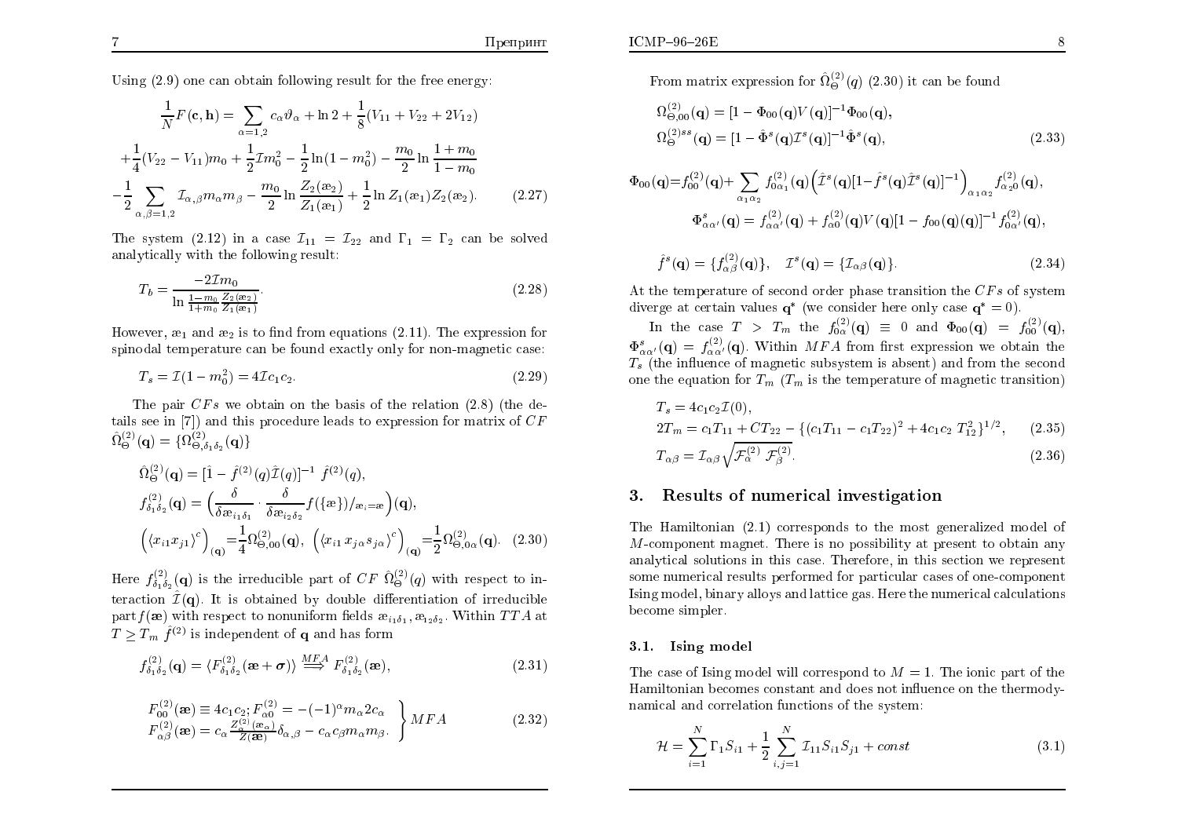Using (2.9) one can obtain following result for the free energy:

$$
\begin{aligned}
\frac{1}{N}F(\mathbf{c},\mathbf{h}) &= \sum_{\alpha=1,2} c_\alpha \vartheta_\alpha + \ln 2 + \frac{1}{8}(V_{11}+V_{22}+2V_{12}) \\
&+\frac{1}{4}(V_{22}-V_{11})m_0 + \frac{1}{2}\mathcal{I}m_0^2 - \frac{1}{2}\ln(1-m_0^2) - \frac{m_0}{2}\ln\frac{1+m_0}{1-m_0} \\
&-\frac{1}{2}\sum_{\alpha,\beta=1,2}\mathcal{I}_{\alpha,\beta}m_\alpha m_\beta - \frac{m_0}{2}\ln\frac{Z_2(æ_2)}{Z_1(æ_1)} + \frac{1}{2}\ln Z_1(æ_1)Z_2(æ_2). \qquad (2.27)
\end{aligned}
$$

The system (2.12) in a case $\mathcal{I}_{11} = \mathcal{I}_{22}$ and $\Gamma_1 = \Gamma_2$ can be solved analytically with the following result:

$$
T_b = \frac{-2\mathcal{I}m_0}{\ln\frac{1-m_0}{1+m_0}\frac{Z_2(æ_2)}{Z_1(æ_1)}}. \qquad (2.28)
$$

However, $æ_1$ and $æ_2$ is to find from equations (2.11). The expression for spinodal temperature can be found exactly only for non-magnetic case:

$$
T_s = \mathcal{I}(1-m_0^2) = 4\mathcal{I}c_1c_2. \qquad (2.29)
$$

The pair $CFs$ we obtain on the basis of the relation (2.8) (the details see in [7]) and this procedure leads to expression for matrix of $CF$ $\hat{\Omega}^{(2)}_{\Theta}(\mathbf{q}) = \{\Omega^{(2)}_{\Theta,\delta_1\delta_2}(\mathbf{q})\}$

$$
\begin{aligned}
&\hat{\Omega}^{(2)}_{\Theta}(\mathbf{q}) = [\hat{1} - \hat{f}^{(2)}(q)\hat{\mathcal{I}}(q)]^{-1}\ \hat{f}^{(2)}(q), \\
&f^{(2)}_{\delta_1\delta_2}(\mathbf{q}) = \Big(\frac{\delta}{\delta æ_{i_1\delta_1}}\cdot\frac{\delta}{\delta æ_{i_2\delta_2}} f(\{æ\})/_{æ_i=æ}\Big)(\mathbf{q}), \\
&\Big(\langle x_{i1}x_{j1}\rangle^c\Big)_{(\mathbf{q})} = \frac{1}{4}\Omega^{(2)}_{\Theta,00}(\mathbf{q}),\ \Big(\langle x_{i1}\,x_{j\alpha}\,s_{j\alpha}\rangle^c\Big)_{(\mathbf{q})} = \frac{1}{2}\Omega^{(2)}_{\Theta,0\alpha}(\mathbf{q}). \qquad (2.30)
\end{aligned}
$$

Here $f^{(2)}_{\delta_1\delta_2}(\mathbf{q})$ is the irreducible part of $CF$ $\hat{\Omega}^{(2)}_{\Theta}(q)$ with respect to interaction $\hat{\mathcal{I}}(\mathbf{q})$. It is obtained by double differentiation of irreducible part $f(\boldsymbol{æ})$ with respect to nonuniform fields $æ_{i_1\delta_1}, æ_{i_2\delta_2}$. Within $TTA$ at $T \geq T_m$ $\hat{f}^{(2)}$ is independent of $\mathbf{q}$ and has form

$$
f^{(2)}_{\delta_1\delta_2}(\mathbf{q}) = \langle F^{(2)}_{\delta_1\delta_2}(\boldsymbol{æ}+\boldsymbol{\sigma})\rangle \overset{MFA}{\Longrightarrow} F^{(2)}_{\delta_1\delta_2}(\boldsymbol{æ}), \qquad (2.31)
$$

$$
\left.\begin{aligned}
&F^{(2)}_{00}(\boldsymbol{æ}) \equiv 4c_1c_2;\, F^{(2)}_{\alpha0} = -(-1)^\alpha m_\alpha 2c_\alpha \\
&F^{(2)}_{\alpha\beta}(\boldsymbol{æ}) = c_\alpha\frac{Z^{(2)}_\alpha(æ_\alpha)}{Z(\boldsymbol{æ})}\delta_{\alpha,\beta} - c_\alpha c_\beta m_\alpha m_\beta.
\end{aligned}\right\} MFA \qquad (2.32)
$$

From matrix expression for $\hat{\Omega}^{(2)}_{\Theta}(q)$ (2.30) it can be found

$$
\begin{aligned}
&\Omega^{(2)}_{\Theta,00}(\mathbf{q}) = [1-\Phi_{00}(\mathbf{q})V(\mathbf{q})]^{-1}\Phi_{00}(\mathbf{q}), \\
&\Omega^{(2)ss}_{\Theta}(\mathbf{q}) = [1-\hat{\Phi}^s(\mathbf{q})\mathcal{I}^s(\mathbf{q})]^{-1}\hat{\Phi}^s(\mathbf{q}), \qquad (2.33)
\end{aligned}
$$

$$
\begin{aligned}
&\Phi_{00}(\mathbf{q}) = f^{(2)}_{00}(\mathbf{q}) + \sum_{\alpha_1\alpha_2} f^{(2)}_{0\alpha_1}(\mathbf{q})\Big(\hat{\mathcal{I}}^s(\mathbf{q})[1-\hat{f}^s(\mathbf{q})\hat{\mathcal{I}}^s(\mathbf{q})]^{-1}\Big)_{\alpha_1\alpha_2} f^{(2)}_{\alpha_2 0}(\mathbf{q}), \\
&\Phi^s_{\alpha\alpha'}(\mathbf{q}) = f^{(2)}_{\alpha\alpha'}(\mathbf{q}) + f^{(2)}_{\alpha0}(\mathbf{q})V(\mathbf{q})[1-f_{00}(\mathbf{q})V(\mathbf{q})]^{-1}f^{(2)}_{0\alpha'}(\mathbf{q}),
\end{aligned}
$$

$$
\hat{f}^s(\mathbf{q}) = \{f^{(2)}_{\alpha\beta}(\mathbf{q})\}, \quad \mathcal{I}^s(\mathbf{q}) = \{\mathcal{I}_{\alpha\beta}(\mathbf{q})\}. \qquad (2.34)
$$

At the temperature of second order phase transition the $CFs$ of system diverge at certain values $\mathbf{q}^*$ (we consider here only case $\mathbf{q}^* = 0$).

In the case $T > T_m$ the $f^{(2)}_{0\alpha}(\mathbf{q}) \equiv 0$ and $\Phi_{00}(\mathbf{q}) = f^{(2)}_{00}(\mathbf{q})$, $\Phi^s_{\alpha\alpha'}(\mathbf{q}) = f^{(2)}_{\alpha\alpha'}(\mathbf{q})$. Within $MFA$ from first expression we obtain the $T_s$ (the influence of magnetic subsystem is absent) and from the second one the equation for $T_m$ ($T_m$ is the temperature of magnetic transition)

$$
\begin{aligned}
&T_s = 4c_1c_2\mathcal{I}(0), \\
&2T_m = c_1T_{11} + CT_{22} - \{(c_1T_{11} - c_1T_{22})^2 + 4c_1c_2\ T^2_{12}\}^{1/2}, \qquad (2.35) \\
&T_{\alpha\beta} = \mathcal{I}_{\alpha\beta}\sqrt{\mathcal{F}^{(2)}_\alpha\ \mathcal{F}^{(2)}_\beta}. \qquad (2.36)
\end{aligned}
$$

## 3. Results of numerical investigation

The Hamiltonian (2.1) corresponds to the most generalized model of $M$-component magnet. There is no possibility at present to obtain any analytical solutions in this case. Therefore, in this section we represent some numerical results performed for particular cases of one-component Ising model, binary alloys and lattice gas. Here the numerical calculations become simpler.

### 3.1. Ising model

The case of Ising model will correspond to $M = 1$. The ionic part of the Hamiltonian becomes constant and does not influence on the thermodynamical and correlation functions of the system:

$$
\mathcal{H} = \sum_{i=1}^{N}\Gamma_1 S_{i1} + \frac{1}{2}\sum_{i,j=1}^{N}\mathcal{I}_{11}S_{i1}S_{j1} + const \qquad (3.1)
$$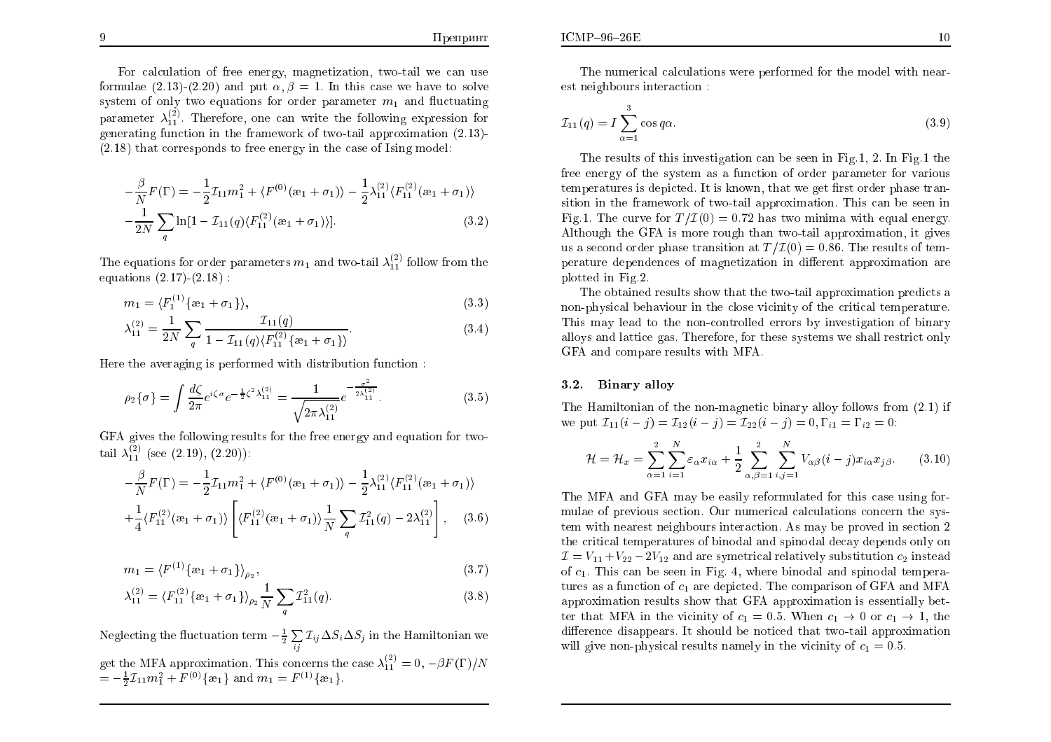For calculation of free energy, magnetization, two-tail we can use formulae (2.13)-(2.20) and put $\alpha, \beta = 1$. In this case we have to solve system of only two equations for order parameter $m_1$ and fluctuating parameter $\lambda_{11}^{(2)}$. Therefore, one can write the following expression for generating function in the framework of two-tail approximation (2.13)-(2.18) that corresponds to free energy in the case of Ising model:

$$
\begin{aligned}
-\frac{\beta}{N}F(\Gamma) = &-\frac{1}{2}\mathcal{I}_{11}m_1^2 + \langle F^{(0)}(æ_1+\sigma_1)\rangle - \frac{1}{2}\lambda_{11}^{(2)}\langle F_{11}^{(2)}(æ_1+\sigma_1)\rangle \\
&-\frac{1}{2N}\sum_q \ln[1-\mathcal{I}_{11}(q)\langle F_{11}^{(2)}(æ_1+\sigma_1)\rangle].
\end{aligned} \tag{3.2}
$$

The equations for order parameters $m_1$ and two-tail $\lambda_{11}^{(2)}$ follow from the equations (2.17)-(2.18) :

$$
m_1 = \langle F_1^{(1)}\{æ_1+\sigma_1\}\rangle, \tag{3.3}
$$

$$
\lambda_{11}^{(2)} = \frac{1}{2N}\sum_q \frac{\mathcal{I}_{11}(q)}{1-\mathcal{I}_{11}(q)\langle F_{11}^{(2)}\{æ_1+\sigma_1\}\rangle}. \tag{3.4}
$$

Here the averaging is performed with distribution function :

$$
\rho_2\{\sigma\} = \int \frac{d\zeta}{2\pi} e^{i\zeta\sigma} e^{-\frac{1}{2}\zeta^2\lambda_{11}^{(2)}} = \frac{1}{\sqrt{2\pi\lambda_{11}^{(2)}}} e^{-\frac{\sigma^2}{2\lambda_{11}^{(2)}}}. \tag{3.5}
$$

GFA gives the following results for the free energy and equation for two-tail $\lambda_{11}^{(2)}$ (see (2.19), (2.20)):

$$
\begin{aligned}
-\frac{\beta}{N}F(\Gamma) = &-\frac{1}{2}\mathcal{I}_{11}m_1^2 + \langle F^{(0)}(æ_1+\sigma_1)\rangle - \frac{1}{2}\lambda_{11}^{(2)}\langle F_{11}^{(2)}(æ_1+\sigma_1)\rangle \\
&+\frac{1}{4}\langle F_{11}^{(2)}(æ_1+\sigma_1)\rangle \left[\langle F_{11}^{(2)}(æ_1+\sigma_1)\rangle \frac{1}{N}\sum_q \mathcal{I}_{11}^2(q) - 2\lambda_{11}^{(2)}\right],
\end{aligned} \tag{3.6}
$$

$$
m_1 = \langle F^{(1)}\{æ_1+\sigma_1\}\rangle_{\rho_2}, \tag{3.7}
$$

$$
\lambda_{11}^{(2)} = \langle F_{11}^{(2)}\{æ_1+\sigma_1\}\rangle_{\rho_2} \frac{1}{N}\sum_q \mathcal{I}_{11}^2(q). \tag{3.8}
$$

Neglecting the fluctuation term $-\frac{1}{2}\sum_{ij}\mathcal{I}_{ij}\Delta S_i \Delta S_j$ in the Hamiltonian we get the MFA approximation. This concerns the case $\lambda_{11}^{(2)} = 0$, $-\beta F(\Gamma)/N = -\frac{1}{2}\mathcal{I}_{11}m_1^2 + F^{(0)}\{æ_1\}$ and $m_1 = F^{(1)}\{æ_1\}$.

The numerical calculations were performed for the model with nearest neighbours interaction :

$$
\mathcal{I}_{11}(q) = I\sum_{\alpha=1}^{3}\cos q\alpha. \tag{3.9}
$$

The results of this investigation can be seen in Fig.1, 2. In Fig.1 the free energy of the system as a function of order parameter for various temperatures is depicted. It is known, that we get first order phase transition in the framework of two-tail approximation. This can be seen in Fig.1. The curve for $T/\mathcal{I}(0) = 0.72$ has two minima with equal energy. Although the GFA is more rough than two-tail approximation, it gives us a second order phase transition at $T/\mathcal{I}(0) = 0.86$. The results of temperature dependences of magnetization in different approximation are plotted in Fig.2.

The obtained results show that the two-tail approximation predicts a non-physical behaviour in the close vicinity of the critical temperature. This may lead to the non-controlled errors by investigation of binary alloys and lattice gas. Therefore, for these systems we shall restrict only GFA and compare results with MFA.

### 3.2. Binary alloy

The Hamiltonian of the non-magnetic binary alloy follows from (2.1) if we put $\mathcal{I}_{11}(i-j) = \mathcal{I}_{12}(i-j) = \mathcal{I}_{22}(i-j) = 0, \Gamma_{i1} = \Gamma_{i2} = 0$:

$$
\mathcal{H} = \mathcal{H}_x = \sum_{\alpha=1}^{2}\sum_{i=1}^{N}\varepsilon_\alpha x_{i\alpha} + \frac{1}{2}\sum_{\alpha,\beta=1}^{2}\sum_{i,j=1}^{N} V_{\alpha\beta}(i-j)x_{i\alpha}x_{j\beta}. \tag{3.10}
$$

The MFA and GFA may be easily reformulated for this case using formulae of previous section. Our numerical calculations concern the system with nearest neighbours interaction. As may be proved in section 2 the critical temperatures of binodal and spinodal decay depends only on $\mathcal{I} = V_{11} + V_{22} - 2V_{12}$ and are symetrical relatively substitution $c_2$ instead of $c_1$. This can be seen in Fig. 4, where binodal and spinodal temperatures as a function of $c_1$ are depicted. The comparison of GFA and MFA approximation results show that GFA approximation is essentially better that MFA in the vicinity of $c_1 = 0.5$. When $c_1 \to 0$ or $c_1 \to 1$, the difference disappears. It should be noticed that two-tail approximation will give non-physical results namely in the vicinity of $c_1 = 0.5$.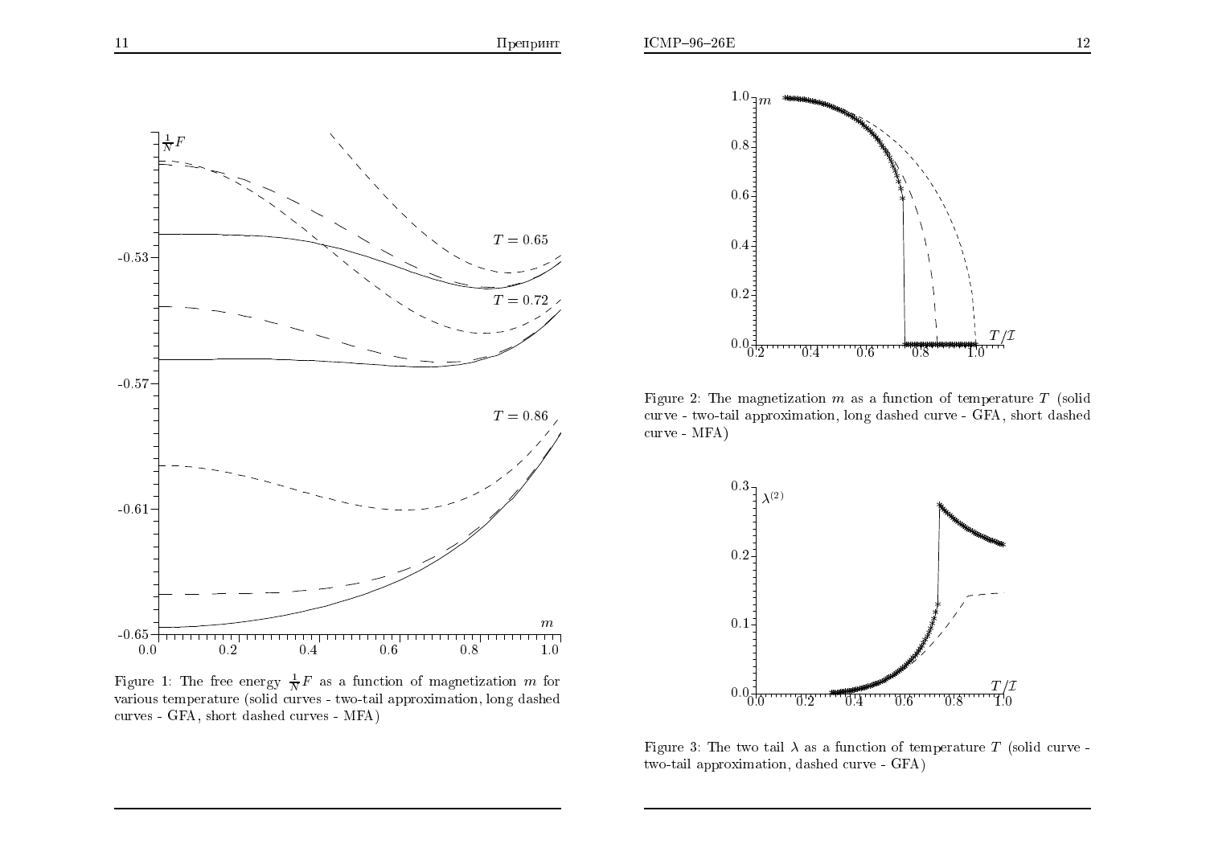Figure 1: The free energy $\frac{1}{N}F$ as a function of magnetization $m$ for various temperature (solid curves - two-tail approximation, long dashed curves - GFA, short dashed curves - MFA)

Figure 2: The magnetization $m$ as a function of temperature $T$ (solid curve - two-tail approximation, long dashed curve - GFA, short dashed curve - MFA)

Figure 3: The two tail $\lambda$ as a function of temperature $T$ (solid curve - two-tail approximation, dashed curve - GFA)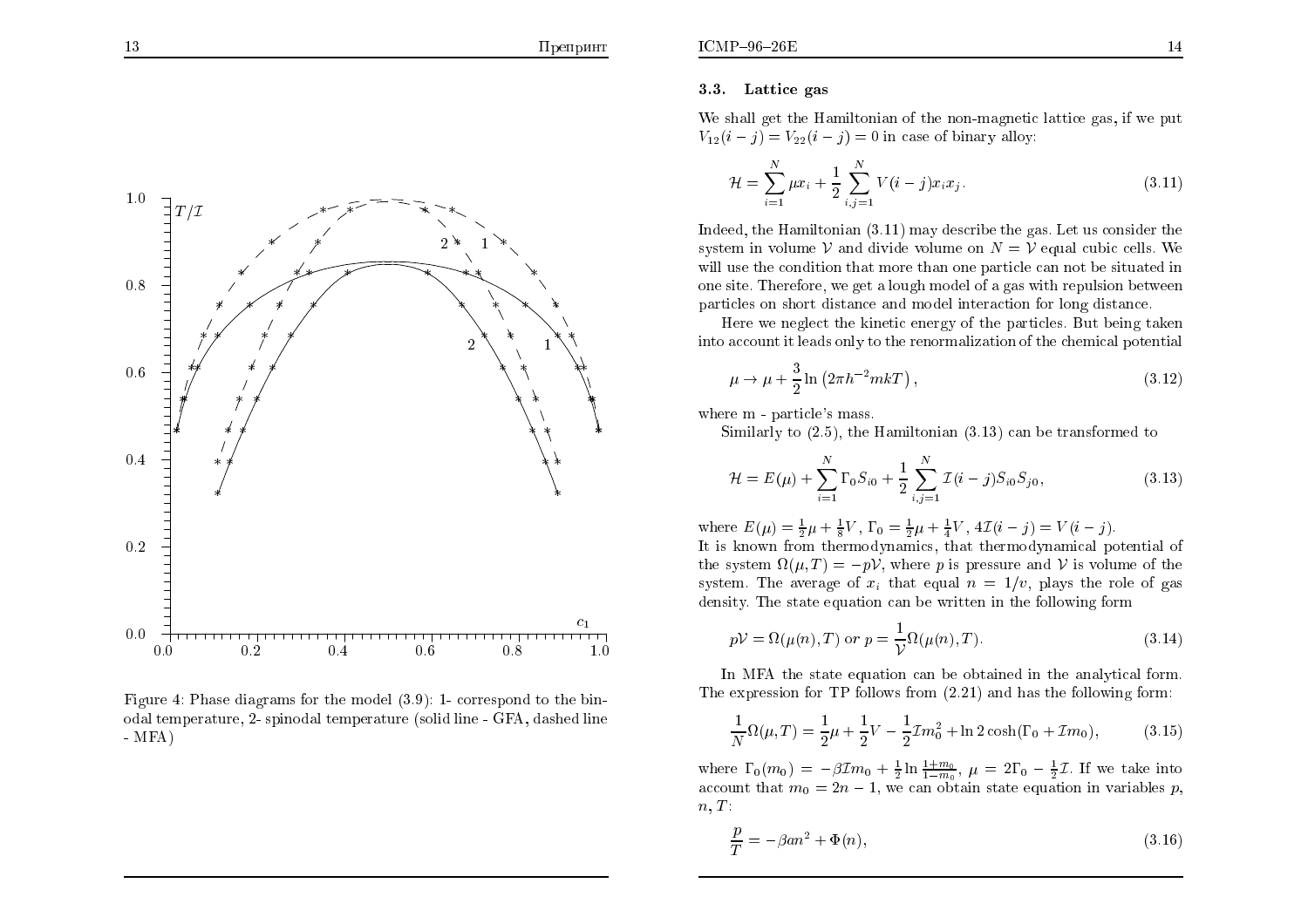Figure 4: Phase diagrams for the model (3.9): 1- correspond to the binodal temperature, 2- spinodal temperature (solid line - GFA, dashed line - MFA)

### 3.3. Lattice gas

We shall get the Hamiltonian of the non-magnetic lattice gas, if we put $V_{12}(i-j) = V_{22}(i-j) = 0$ in case of binary alloy:

$$\mathcal{H} = \sum_{i=1}^{N} \mu x_i + \frac{1}{2} \sum_{i,j=1}^{N} V(i-j) x_i x_j. \tag{3.11}$$

Indeed, the Hamiltonian (3.11) may describe the gas. Let us consider the system in volume $\mathcal{V}$ and divide volume on $N = \mathcal{V}$ equal cubic cells. We will use the condition that more than one particle can not be situated in one site. Therefore, we get a lough model of a gas with repulsion between particles on short distance and model interaction for long distance.

Here we neglect the kinetic energy of the particles. But being taken into account it leads only to the renormalization of the chemical potential

$$\mu \to \mu + \frac{3}{2} \ln \left( 2\pi h^{-2} mkT \right), \tag{3.12}$$

where m - particle's mass.

Similarly to (2.5), the Hamiltonian (3.13) can be transformed to

$$\mathcal{H} = E(\mu) + \sum_{i=1}^{N} \Gamma_0 S_{i0} + \frac{1}{2} \sum_{i,j=1}^{N} \mathcal{I}(i-j) S_{i0} S_{j0}, \tag{3.13}$$

where $E(\mu) = \frac{1}{2}\mu + \frac{1}{8}V$, $\Gamma_0 = \frac{1}{2}\mu + \frac{1}{4}V$, $4\mathcal{I}(i-j) = V(i-j)$.

It is known from thermodynamics, that thermodynamical potential of the system $\Omega(\mu, T) = -p\mathcal{V}$, where $p$ is pressure and $\mathcal{V}$ is volume of the system. The average of $x_i$ that equal $n = 1/v$, plays the role of gas density. The state equation can be written in the following form

$$p\mathcal{V} = \Omega(\mu(n), T) \text{ or } p = \frac{1}{\mathcal{V}} \Omega(\mu(n), T). \tag{3.14}$$

In MFA the state equation can be obtained in the analytical form. The expression for TP follows from (2.21) and has the following form:

$$\frac{1}{N} \Omega(\mu, T) = \frac{1}{2}\mu + \frac{1}{2}V - \frac{1}{2}\mathcal{I} m_0^2 + \ln 2 \cosh(\Gamma_0 + \mathcal{I} m_0), \tag{3.15}$$

where $\Gamma_0(m_0) = -\beta \mathcal{I} m_0 + \frac{1}{2} \ln \frac{1+m_0}{1-m_0}$, $\mu = 2\Gamma_0 - \frac{1}{2}\mathcal{I}$. If we take into account that $m_0 = 2n - 1$, we can obtain state equation in variables $p$, $n$, $T$:

$$\frac{p}{T} = -\beta a n^2 + \Phi(n), \tag{3.16}$$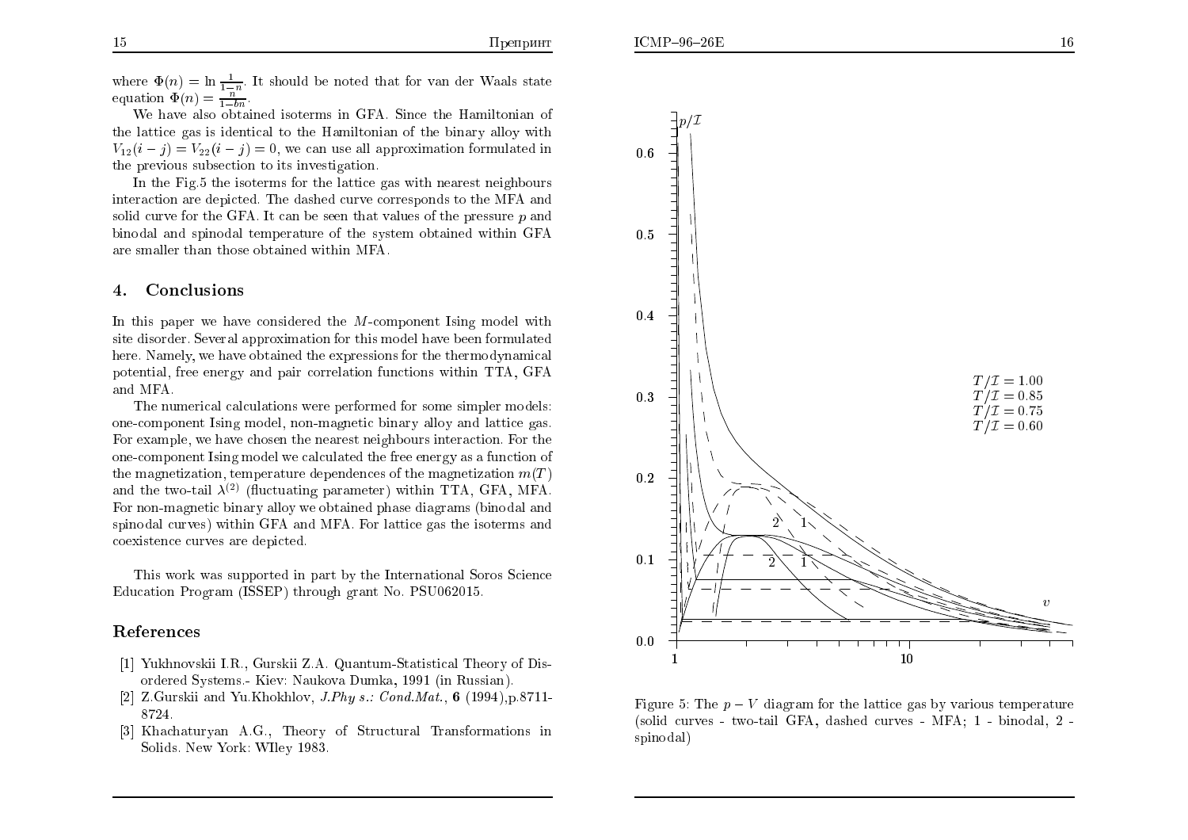where $\Phi(n) = \ln \frac{1}{1-n}$. It should be noted that for van der Waals state equation $\Phi(n) = \frac{n}{1-bn}$.

We have also obtained isoterms in GFA. Since the Hamiltonian of the lattice gas is identical to the Hamiltonian of the binary alloy with $V_{12}(i-j) = V_{22}(i-j) = 0$, we can use all approximation formulated in the previous subsection to its investigation.

In the Fig.5 the isoterms for the lattice gas with nearest neighbours interaction are depicted. The dashed curve corresponds to the MFA and solid curve for the GFA. It can be seen that values of the pressure $p$ and binodal and spinodal temperature of the system obtained within GFA are smaller than those obtained within MFA.

## 4. Conclusions

In this paper we have considered the $M$-component Ising model with site disorder. Several approximation for this model have been formulated here. Namely, we have obtained the expressions for the thermodynamical potential, free energy and pair correlation functions within TTA, GFA and MFA.

The numerical calculations were performed for some simpler models: one-component Ising model, non-magnetic binary alloy and lattice gas. For example, we have chosen the nearest neighbours interaction. For the one-component Ising model we calculated the free energy as a function of the magnetization, temperature dependences of the magnetization $m(T)$ and the two-tail $\lambda^{(2)}$ (fluctuating parameter) within TTA, GFA, MFA. For non-magnetic binary alloy we obtained phase diagrams (binodal and spinodal curves) within GFA and MFA. For lattice gas the isoterms and coexistence curves are depicted.

This work was supported in part by the International Soros Science Education Program (ISSEP) through grant No. PSU062015.

## References

[1] Yukhnovskii I.R., Gurskii Z.A. Quantum-Statistical Theory of Disordered Systems.- Kiev: Naukova Dumka, 1991 (in Russian).

[2] Z.Gurskii and Yu.Khokhlov, *J.Phys.: Cond.Mat.*, **6** (1994),p.8711-8724.

[3] Khachaturyan A.G., Theory of Structural Transformations in Solids. New York: WIley 1983.

Figure 5: The $p - V$ diagram for the lattice gas by various temperature (solid curves - two-tail GFA, dashed curves - MFA; 1 - binodal, 2 - spinodal)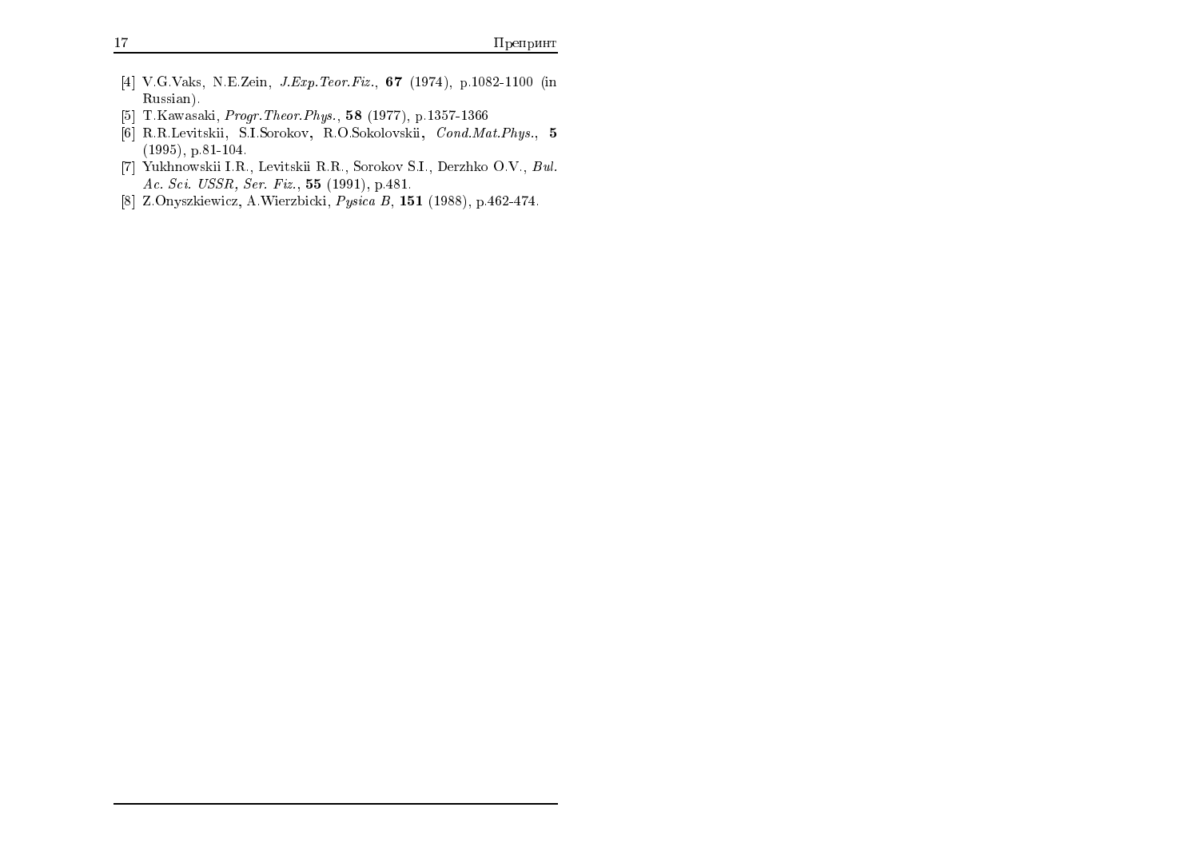[4] V.G.Vaks, N.E.Zein, *J.Exp.Teor.Fiz.*, **67** (1974), p.1082-1100 (in Russian).

[5] T.Kawasaki, *Progr.Theor.Phys.*, **58** (1977), p.1357-1366

[6] R.R.Levitskii, S.I.Sorokov, R.O.Sokolovskii, *Cond.Mat.Phys.*, **5** (1995), p.81-104.

[7] Yukhnowskii I.R., Levitskii R.R., Sorokov S.I., Derzhko O.V., *Bul. Ac. Sci. USSR, Ser. Fiz.*, **55** (1991), p.481.

[8] Z.Onyszkiewicz, A.Wierzbicki, *Pysica B*, **151** (1988), p.462-474.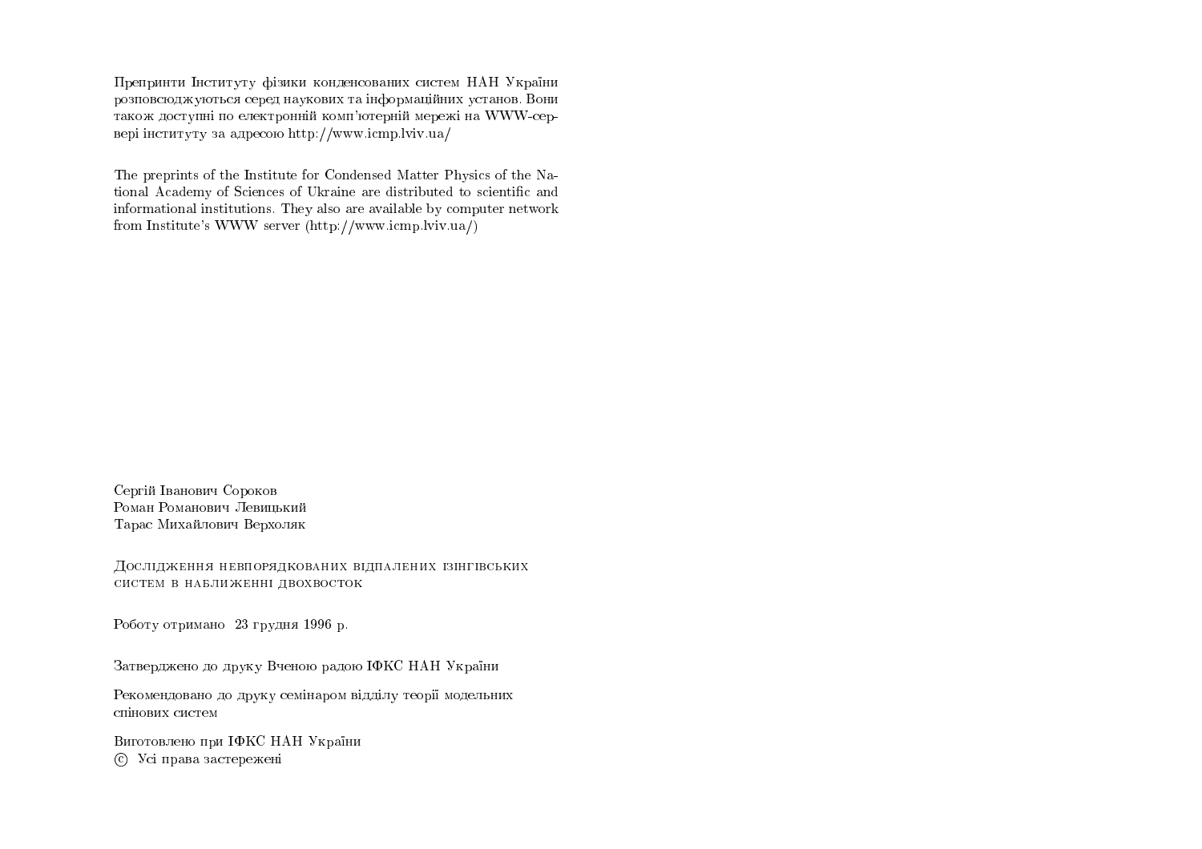Препринти Інституту фізики конденсованих систем НАН України розповсюджуються серед наукових та інформаційних установ. Вони також доступні по електронній комп'ютерній мережі на WWW-сервері інституту за адресою http://www.icmp.lviv.ua/

The preprints of the Institute for Condensed Matter Physics of the National Academy of Sciences of Ukraine are distributed to scientific and informational institutions. They also are available by computer network from Institute's WWW server (http://www.icmp.lviv.ua/)

Сергій Іванович Сороков
Роман Романович Левицький
Тарас Михайлович Верхоляк

Дослідження невпорядкованих відпалених ізінгівських систем в наближенні двохвосток

Роботу отримано 23 грудня 1996 р.

Затверджено до друку Вченою радою ІФКС НАН України

Рекомендовано до друку семінаром відділу теорії модельних спінових систем

Виготовлено при ІФКС НАН України
© Усі права застережені